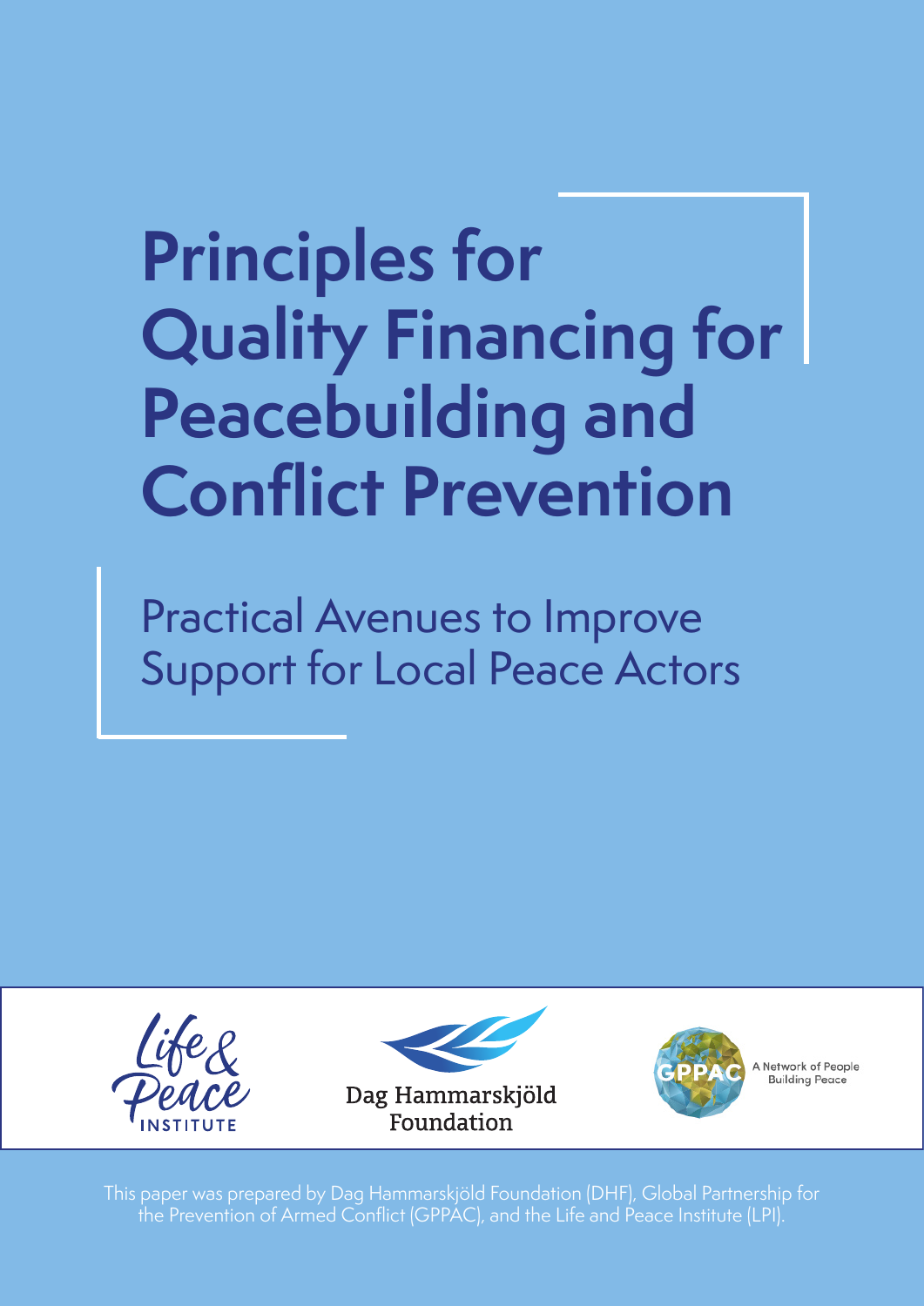# Principles for Quality Financing for Peacebuilding and Conflict Prevention

## Practical Avenues to Improve Support for Local Peace Actors

Life & Peace Institute

Dag Hammarskjöld Foundation

GPPAC A Network of People Building Peace

This paper was prepared by Dag Hammarskjöld Foundation (DHF), Global Partnership for the Prevention of Armed Conflict (GPPAC), and the Life and Peace Institute (LPI).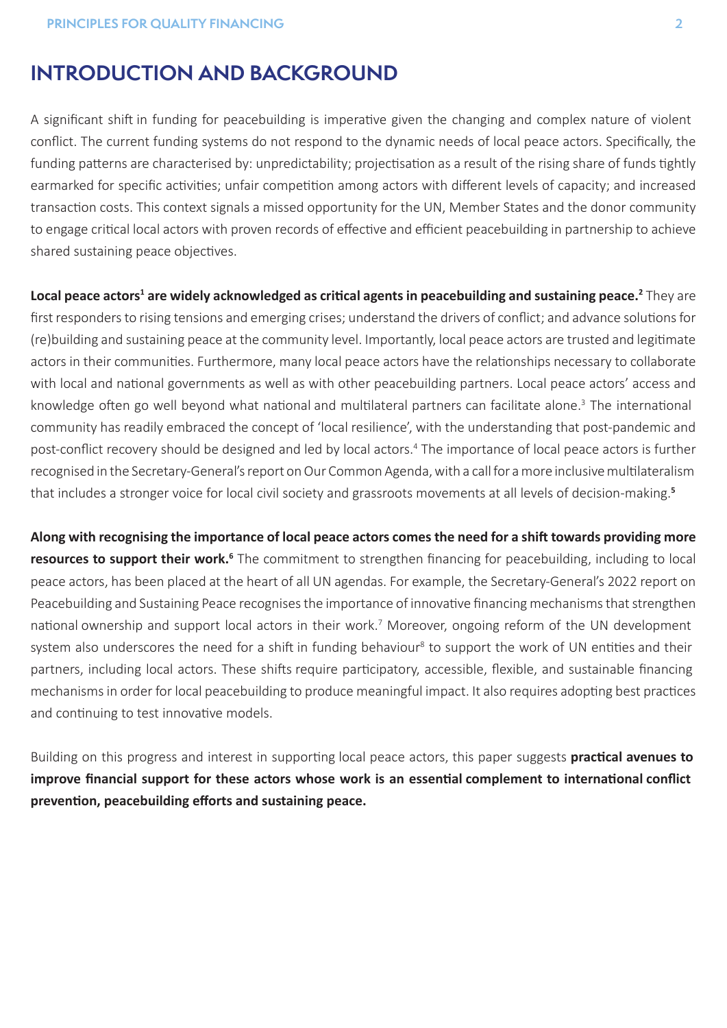# INTRODUCTION AND BACKGROUND

A significant shift in funding for peacebuilding is imperative given the changing and complex nature of violent conflict. The current funding systems do not respond to the dynamic needs of local peace actors. Specifically, the funding patterns are characterised by: unpredictability; projectisation as a result of the rising share of funds tightly earmarked for specific activities; unfair competition among actors with different levels of capacity; and increased transaction costs. This context signals a missed opportunity for the UN, Member States and the donor community to engage critical local actors with proven records of effective and efficient peacebuilding in partnership to achieve shared sustaining peace objectives.

**Local peace actors[1] are widely acknowledged as critical agents in peacebuilding and sustaining peace.[2]** They are first responders to rising tensions and emerging crises; understand the drivers of conflict; and advance solutions for (re)building and sustaining peace at the community level. Importantly, local peace actors are trusted and legitimate actors in their communities. Furthermore, many local peace actors have the relationships necessary to collaborate with local and national governments as well as with other peacebuilding partners. Local peace actors' access and knowledge often go well beyond what national and multilateral partners can facilitate alone.[3] The international community has readily embraced the concept of 'local resilience', with the understanding that post-pandemic and post-conflict recovery should be designed and led by local actors.[4] The importance of local peace actors is further recognised in the Secretary-General's report on Our Common Agenda, with a call for a more inclusive multilateralism that includes a stronger voice for local civil society and grassroots movements at all levels of decision-making.[5]

**Along with recognising the importance of local peace actors comes the need for a shift towards providing more resources to support their work.[6]** The commitment to strengthen financing for peacebuilding, including to local peace actors, has been placed at the heart of all UN agendas. For example, the Secretary-General's 2022 report on Peacebuilding and Sustaining Peace recognises the importance of innovative financing mechanisms that strengthen national ownership and support local actors in their work.[7] Moreover, ongoing reform of the UN development system also underscores the need for a shift in funding behaviour[8] to support the work of UN entities and their partners, including local actors. These shifts require participatory, accessible, flexible, and sustainable financing mechanisms in order for local peacebuilding to produce meaningful impact. It also requires adopting best practices and continuing to test innovative models.

Building on this progress and interest in supporting local peace actors, this paper suggests **practical avenues to improve financial support for these actors whose work is an essential complement to international conflict prevention, peacebuilding efforts and sustaining peace.**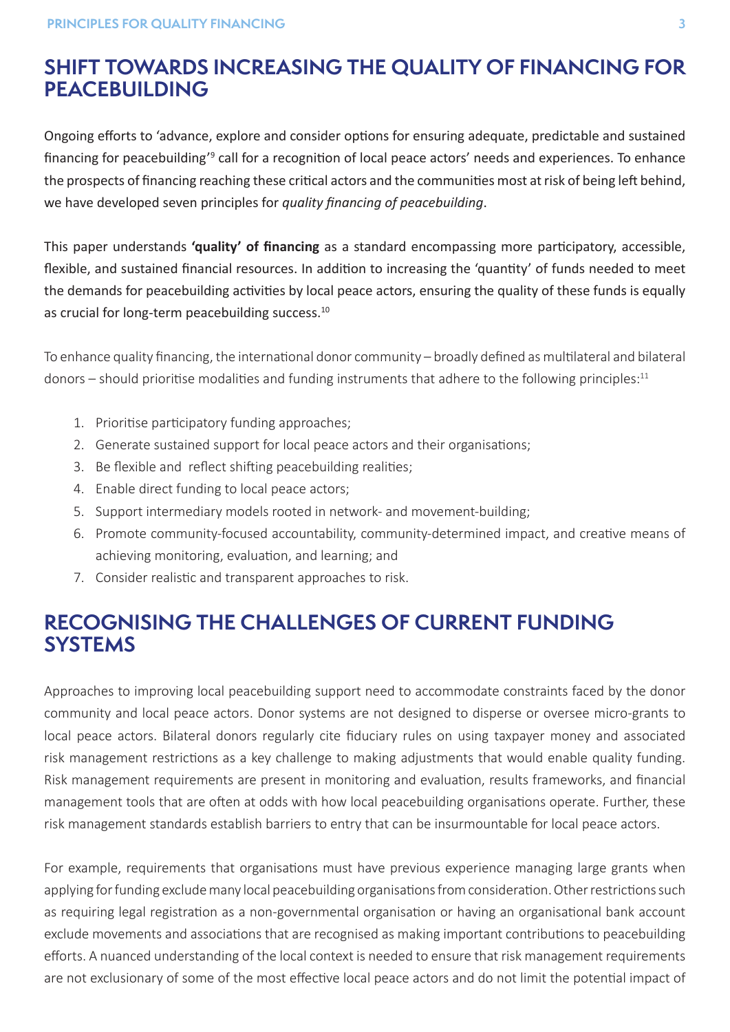## SHIFT TOWARDS INCREASING THE QUALITY OF FINANCING FOR PEACEBUILDING

Ongoing efforts to 'advance, explore and consider options for ensuring adequate, predictable and sustained financing for peacebuilding'[9] call for a recognition of local peace actors' needs and experiences. To enhance the prospects of financing reaching these critical actors and the communities most at risk of being left behind, we have developed seven principles for *quality financing of peacebuilding*.

This paper understands **'quality' of financing** as a standard encompassing more participatory, accessible, flexible, and sustained financial resources. In addition to increasing the 'quantity' of funds needed to meet the demands for peacebuilding activities by local peace actors, ensuring the quality of these funds is equally as crucial for long-term peacebuilding success.[10]

To enhance quality financing, the international donor community – broadly defined as multilateral and bilateral donors – should prioritise modalities and funding instruments that adhere to the following principles:[11]

1. Prioritise participatory funding approaches;
2. Generate sustained support for local peace actors and their organisations;
3. Be flexible and reflect shifting peacebuilding realities;
4. Enable direct funding to local peace actors;
5. Support intermediary models rooted in network- and movement-building;
6. Promote community-focused accountability, community-determined impact, and creative means of achieving monitoring, evaluation, and learning; and
7. Consider realistic and transparent approaches to risk.

## RECOGNISING THE CHALLENGES OF CURRENT FUNDING SYSTEMS

Approaches to improving local peacebuilding support need to accommodate constraints faced by the donor community and local peace actors. Donor systems are not designed to disperse or oversee micro-grants to local peace actors. Bilateral donors regularly cite fiduciary rules on using taxpayer money and associated risk management restrictions as a key challenge to making adjustments that would enable quality funding. Risk management requirements are present in monitoring and evaluation, results frameworks, and financial management tools that are often at odds with how local peacebuilding organisations operate. Further, these risk management standards establish barriers to entry that can be insurmountable for local peace actors.

For example, requirements that organisations must have previous experience managing large grants when applying for funding exclude many local peacebuilding organisations from consideration. Other restrictions such as requiring legal registration as a non-governmental organisation or having an organisational bank account exclude movements and associations that are recognised as making important contributions to peacebuilding efforts. A nuanced understanding of the local context is needed to ensure that risk management requirements are not exclusionary of some of the most effective local peace actors and do not limit the potential impact of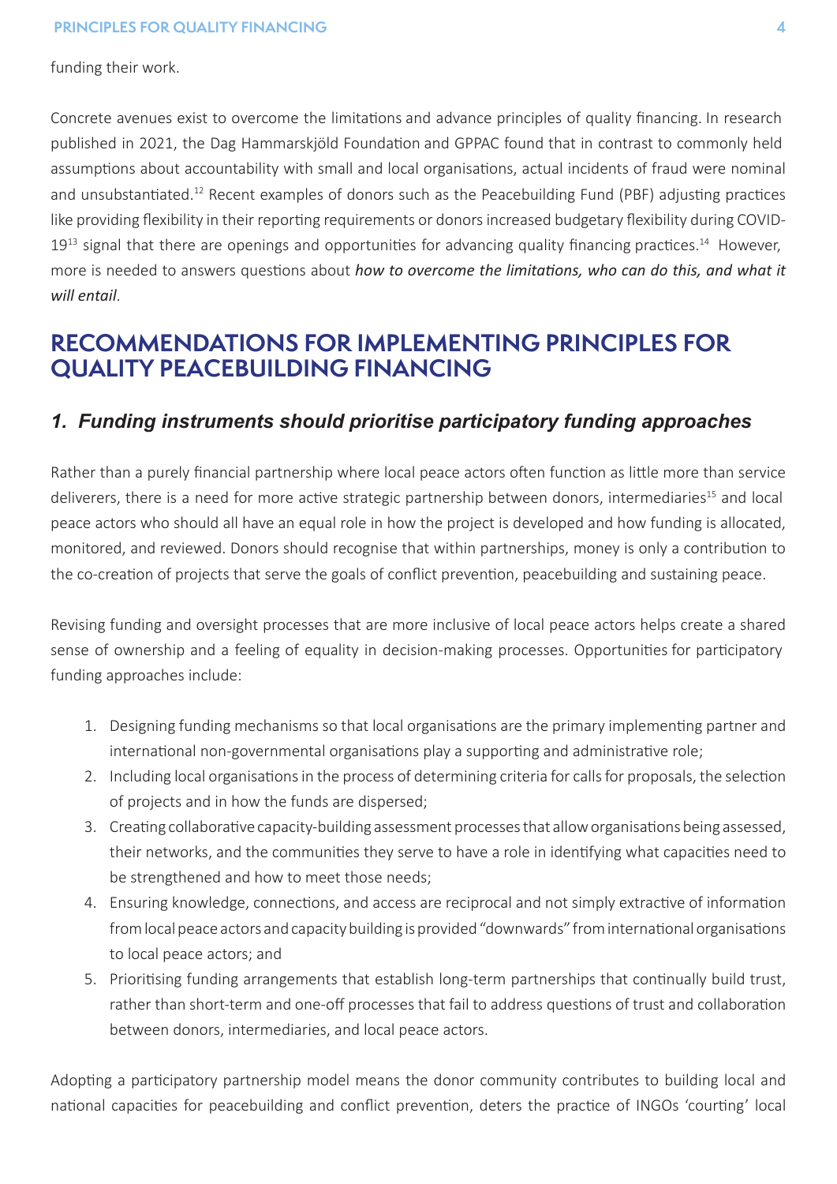funding their work.

Concrete avenues exist to overcome the limitations and advance principles of quality financing. In research published in 2021, the Dag Hammarskjöld Foundation and GPPAC found that in contrast to commonly held assumptions about accountability with small and local organisations, actual incidents of fraud were nominal and unsubstantiated.[12] Recent examples of donors such as the Peacebuilding Fund (PBF) adjusting practices like providing flexibility in their reporting requirements or donors increased budgetary flexibility during COVID-19[13] signal that there are openings and opportunities for advancing quality financing practices.[14] However, more is needed to answers questions about ***how to overcome the limitations, who can do this, and what it will entail***.

## RECOMMENDATIONS FOR IMPLEMENTING PRINCIPLES FOR QUALITY PEACEBUILDING FINANCING

### *1. Funding instruments should prioritise participatory funding approaches*

Rather than a purely financial partnership where local peace actors often function as little more than service deliverers, there is a need for more active strategic partnership between donors, intermediaries[15] and local peace actors who should all have an equal role in how the project is developed and how funding is allocated, monitored, and reviewed. Donors should recognise that within partnerships, money is only a contribution to the co-creation of projects that serve the goals of conflict prevention, peacebuilding and sustaining peace.

Revising funding and oversight processes that are more inclusive of local peace actors helps create a shared sense of ownership and a feeling of equality in decision-making processes. Opportunities for participatory funding approaches include:

1. Designing funding mechanisms so that local organisations are the primary implementing partner and international non-governmental organisations play a supporting and administrative role;
2. Including local organisations in the process of determining criteria for calls for proposals, the selection of projects and in how the funds are dispersed;
3. Creating collaborative capacity-building assessment processes that allow organisations being assessed, their networks, and the communities they serve to have a role in identifying what capacities need to be strengthened and how to meet those needs;
4. Ensuring knowledge, connections, and access are reciprocal and not simply extractive of information from local peace actors and capacity building is provided "downwards" from international organisations to local peace actors; and
5. Prioritising funding arrangements that establish long-term partnerships that continually build trust, rather than short-term and one-off processes that fail to address questions of trust and collaboration between donors, intermediaries, and local peace actors.

Adopting a participatory partnership model means the donor community contributes to building local and national capacities for peacebuilding and conflict prevention, deters the practice of INGOs 'courting' local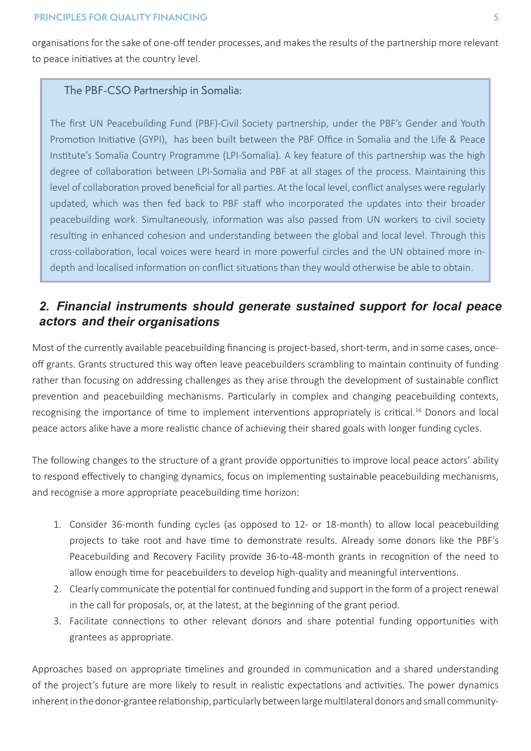organisations for the sake of one-off tender processes, and makes the results of the partnership more relevant to peace initiatives at the country level.

> **The PBF-CSO Partnership in Somalia:**
>
> The first UN Peacebuilding Fund (PBF)-Civil Society partnership, under the PBF's Gender and Youth Promotion Initiative (GYPI), has been built between the PBF Office in Somalia and the Life & Peace Institute's Somalia Country Programme (LPI-Somalia). A key feature of this partnership was the high degree of collaboration between LPI-Somalia and PBF at all stages of the process. Maintaining this level of collaboration proved beneficial for all parties. At the local level, conflict analyses were regularly updated, which was then fed back to PBF staff who incorporated the updates into their broader peacebuilding work. Simultaneously, information was also passed from UN workers to civil society resulting in enhanced cohesion and understanding between the global and local level. Through this cross-collaboration, local voices were heard in more powerful circles and the UN obtained more in-depth and localised information on conflict situations than they would otherwise be able to obtain.

## *2. Financial instruments should generate sustained support for local peace actors and their organisations*

Most of the currently available peacebuilding financing is project-based, short-term, and in some cases, once-off grants. Grants structured this way often leave peacebuilders scrambling to maintain continuity of funding rather than focusing on addressing challenges as they arise through the development of sustainable conflict prevention and peacebuilding mechanisms. Particularly in complex and changing peacebuilding contexts, recognising the importance of time to implement interventions appropriately is critical.[16] Donors and local peace actors alike have a more realistic chance of achieving their shared goals with longer funding cycles.

The following changes to the structure of a grant provide opportunities to improve local peace actors' ability to respond effectively to changing dynamics, focus on implementing sustainable peacebuilding mechanisms, and recognise a more appropriate peacebuilding time horizon:

1. Consider 36-month funding cycles (as opposed to 12- or 18-month) to allow local peacebuilding projects to take root and have time to demonstrate results. Already some donors like the PBF's Peacebuilding and Recovery Facility provide 36-to-48-month grants in recognition of the need to allow enough time for peacebuilders to develop high-quality and meaningful interventions.
2. Clearly communicate the potential for continued funding and support in the form of a project renewal in the call for proposals, or, at the latest, at the beginning of the grant period.
3. Facilitate connections to other relevant donors and share potential funding opportunities with grantees as appropriate.

Approaches based on appropriate timelines and grounded in communication and a shared understanding of the project's future are more likely to result in realistic expectations and activities. The power dynamics inherent in the donor-grantee relationship, particularly between large multilateral donors and small community-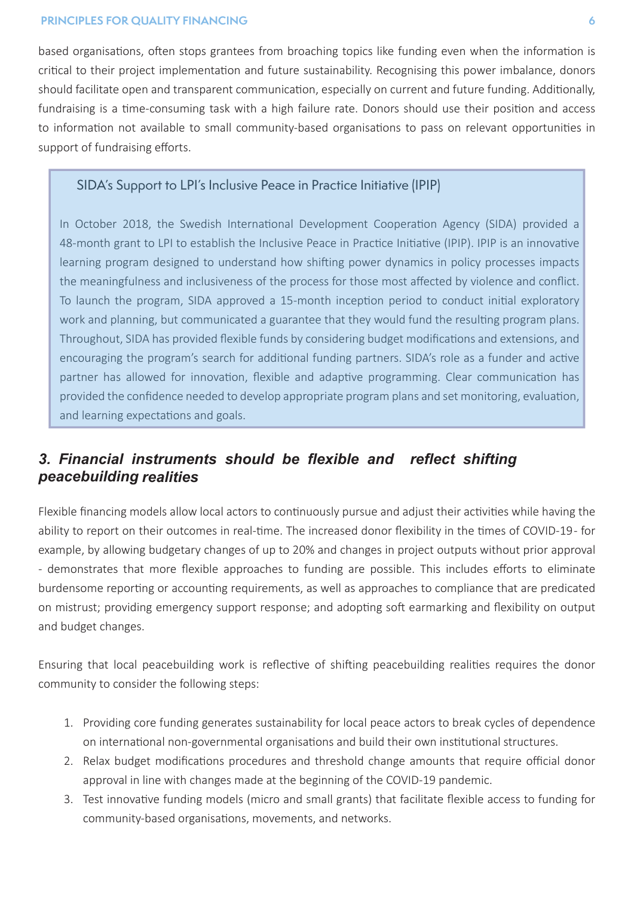based organisations, often stops grantees from broaching topics like funding even when the information is critical to their project implementation and future sustainability. Recognising this power imbalance, donors should facilitate open and transparent communication, especially on current and future funding. Additionally, fundraising is a time-consuming task with a high failure rate. Donors should use their position and access to information not available to small community-based organisations to pass on relevant opportunities in support of fundraising efforts.

> SIDA's Support to LPI's Inclusive Peace in Practice Initiative (IPIP)
>
> In October 2018, the Swedish International Development Cooperation Agency (SIDA) provided a 48-month grant to LPI to establish the Inclusive Peace in Practice Initiative (IPIP). IPIP is an innovative learning program designed to understand how shifting power dynamics in policy processes impacts the meaningfulness and inclusiveness of the process for those most affected by violence and conflict. To launch the program, SIDA approved a 15-month inception period to conduct initial exploratory work and planning, but communicated a guarantee that they would fund the resulting program plans. Throughout, SIDA has provided flexible funds by considering budget modifications and extensions, and encouraging the program's search for additional funding partners. SIDA's role as a funder and active partner has allowed for innovation, flexible and adaptive programming. Clear communication has provided the confidence needed to develop appropriate program plans and set monitoring, evaluation, and learning expectations and goals.

## *3. Financial instruments should be flexible and reflect shifting peacebuilding realities*

Flexible financing models allow local actors to continuously pursue and adjust their activities while having the ability to report on their outcomes in real-time. The increased donor flexibility in the times of COVID-19- for example, by allowing budgetary changes of up to 20% and changes in project outputs without prior approval - demonstrates that more flexible approaches to funding are possible. This includes efforts to eliminate burdensome reporting or accounting requirements, as well as approaches to compliance that are predicated on mistrust; providing emergency support response; and adopting soft earmarking and flexibility on output and budget changes.

Ensuring that local peacebuilding work is reflective of shifting peacebuilding realities requires the donor community to consider the following steps:

1. Providing core funding generates sustainability for local peace actors to break cycles of dependence on international non-governmental organisations and build their own institutional structures.
2. Relax budget modifications procedures and threshold change amounts that require official donor approval in line with changes made at the beginning of the COVID-19 pandemic.
3. Test innovative funding models (micro and small grants) that facilitate flexible access to funding for community-based organisations, movements, and networks.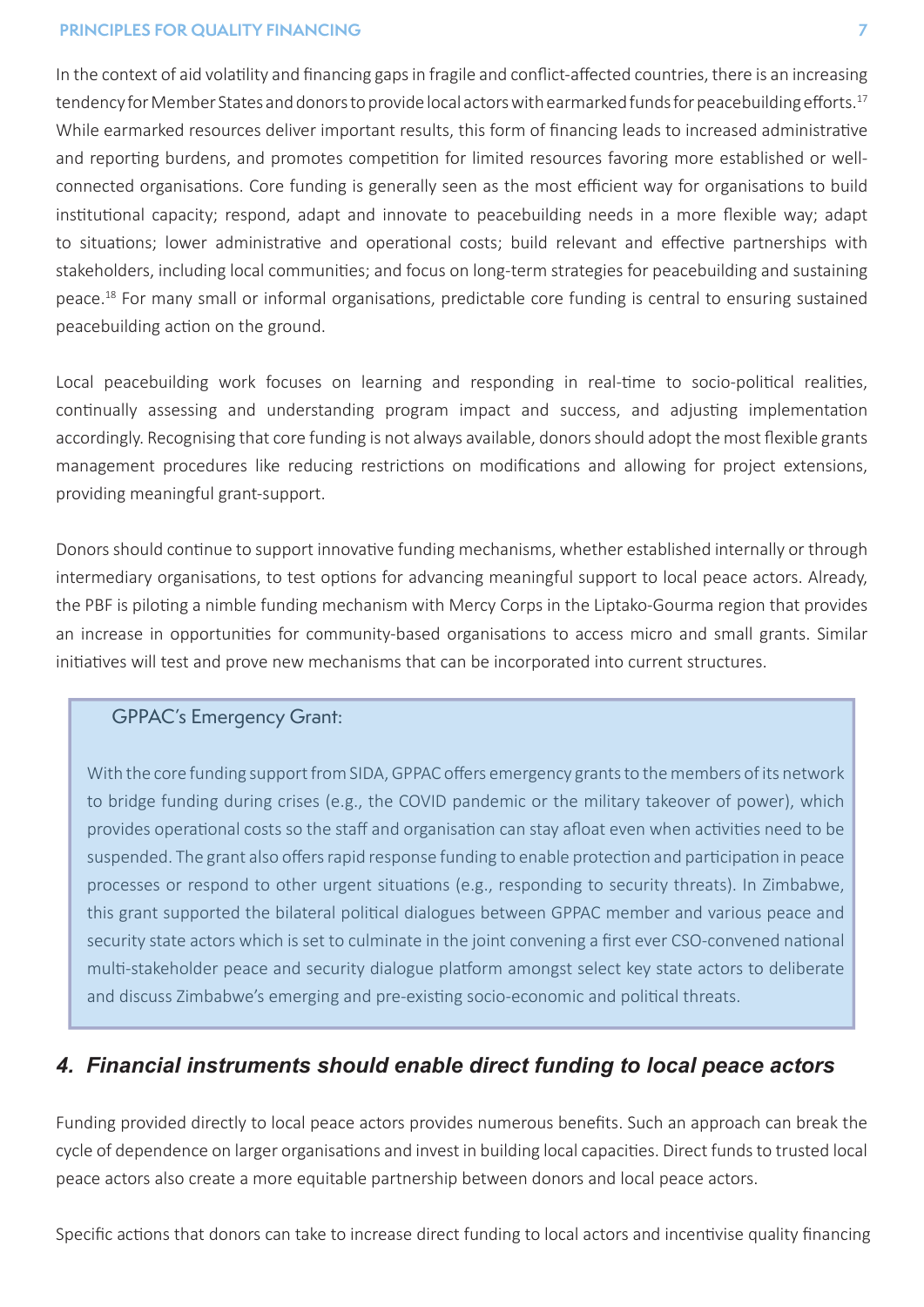In the context of aid volatility and financing gaps in fragile and conflict-affected countries, there is an increasing tendency for Member States and donors to provide local actors with earmarked funds for peacebuilding efforts.[17] While earmarked resources deliver important results, this form of financing leads to increased administrative and reporting burdens, and promotes competition for limited resources favoring more established or well-connected organisations. Core funding is generally seen as the most efficient way for organisations to build institutional capacity; respond, adapt and innovate to peacebuilding needs in a more flexible way; adapt to situations; lower administrative and operational costs; build relevant and effective partnerships with stakeholders, including local communities; and focus on long-term strategies for peacebuilding and sustaining peace.[18] For many small or informal organisations, predictable core funding is central to ensuring sustained peacebuilding action on the ground.

Local peacebuilding work focuses on learning and responding in real-time to socio-political realities, continually assessing and understanding program impact and success, and adjusting implementation accordingly. Recognising that core funding is not always available, donors should adopt the most flexible grants management procedures like reducing restrictions on modifications and allowing for project extensions, providing meaningful grant-support.

Donors should continue to support innovative funding mechanisms, whether established internally or through intermediary organisations, to test options for advancing meaningful support to local peace actors. Already, the PBF is piloting a nimble funding mechanism with Mercy Corps in the Liptako-Gourma region that provides an increase in opportunities for community-based organisations to access micro and small grants. Similar initiatives will test and prove new mechanisms that can be incorporated into current structures.

> **GPPAC's Emergency Grant:**
>
> With the core funding support from SIDA, GPPAC offers emergency grants to the members of its network to bridge funding during crises (e.g., the COVID pandemic or the military takeover of power), which provides operational costs so the staff and organisation can stay afloat even when activities need to be suspended. The grant also offers rapid response funding to enable protection and participation in peace processes or respond to other urgent situations (e.g., responding to security threats). In Zimbabwe, this grant supported the bilateral political dialogues between GPPAC member and various peace and security state actors which is set to culminate in the joint convening a first ever CSO-convened national multi-stakeholder peace and security dialogue platform amongst select key state actors to deliberate and discuss Zimbabwe's emerging and pre-existing socio-economic and political threats.

## *4. Financial instruments should enable direct funding to local peace actors*

Funding provided directly to local peace actors provides numerous benefits. Such an approach can break the cycle of dependence on larger organisations and invest in building local capacities. Direct funds to trusted local peace actors also create a more equitable partnership between donors and local peace actors.

Specific actions that donors can take to increase direct funding to local actors and incentivise quality financing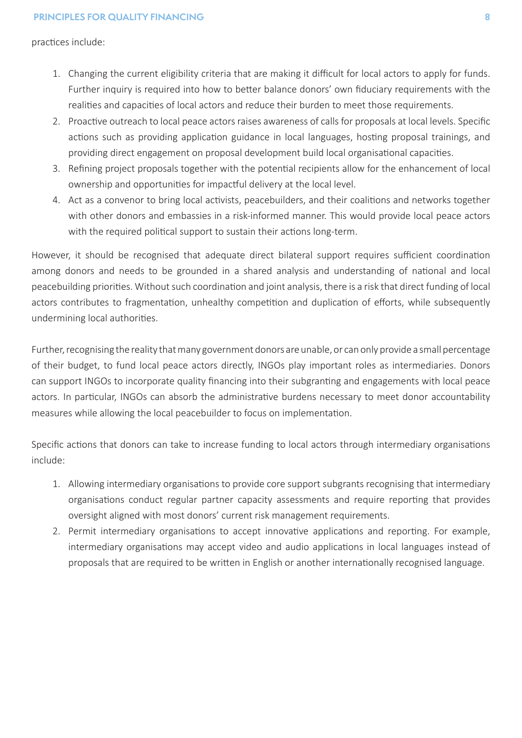practices include:

1. Changing the current eligibility criteria that are making it difficult for local actors to apply for funds. Further inquiry is required into how to better balance donors' own fiduciary requirements with the realities and capacities of local actors and reduce their burden to meet those requirements.
2. Proactive outreach to local peace actors raises awareness of calls for proposals at local levels. Specific actions such as providing application guidance in local languages, hosting proposal trainings, and providing direct engagement on proposal development build local organisational capacities.
3. Refining project proposals together with the potential recipients allow for the enhancement of local ownership and opportunities for impactful delivery at the local level.
4. Act as a convenor to bring local activists, peacebuilders, and their coalitions and networks together with other donors and embassies in a risk-informed manner. This would provide local peace actors with the required political support to sustain their actions long-term.

However, it should be recognised that adequate direct bilateral support requires sufficient coordination among donors and needs to be grounded in a shared analysis and understanding of national and local peacebuilding priorities. Without such coordination and joint analysis, there is a risk that direct funding of local actors contributes to fragmentation, unhealthy competition and duplication of efforts, while subsequently undermining local authorities.

Further, recognising the reality that many government donors are unable, or can only provide a small percentage of their budget, to fund local peace actors directly, INGOs play important roles as intermediaries. Donors can support INGOs to incorporate quality financing into their subgranting and engagements with local peace actors. In particular, INGOs can absorb the administrative burdens necessary to meet donor accountability measures while allowing the local peacebuilder to focus on implementation.

Specific actions that donors can take to increase funding to local actors through intermediary organisations include:

1. Allowing intermediary organisations to provide core support subgrants recognising that intermediary organisations conduct regular partner capacity assessments and require reporting that provides oversight aligned with most donors' current risk management requirements.
2. Permit intermediary organisations to accept innovative applications and reporting. For example, intermediary organisations may accept video and audio applications in local languages instead of proposals that are required to be written in English or another internationally recognised language.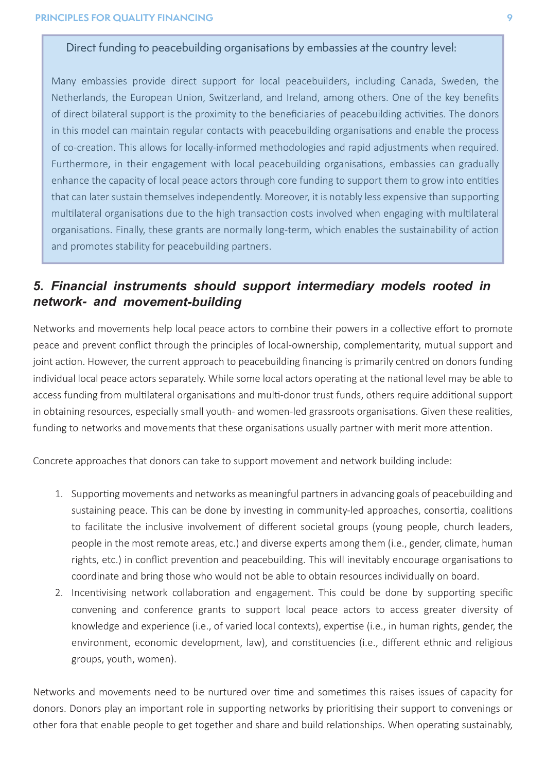**Direct funding to peacebuilding organisations by embassies at the country level:**

Many embassies provide direct support for local peacebuilders, including Canada, Sweden, the Netherlands, the European Union, Switzerland, and Ireland, among others. One of the key benefits of direct bilateral support is the proximity to the beneficiaries of peacebuilding activities. The donors in this model can maintain regular contacts with peacebuilding organisations and enable the process of co-creation. This allows for locally-informed methodologies and rapid adjustments when required. Furthermore, in their engagement with local peacebuilding organisations, embassies can gradually enhance the capacity of local peace actors through core funding to support them to grow into entities that can later sustain themselves independently. Moreover, it is notably less expensive than supporting multilateral organisations due to the high transaction costs involved when engaging with multilateral organisations. Finally, these grants are normally long-term, which enables the sustainability of action and promotes stability for peacebuilding partners.

## *5. Financial instruments should support intermediary models rooted in network- and movement-building*

Networks and movements help local peace actors to combine their powers in a collective effort to promote peace and prevent conflict through the principles of local-ownership, complementarity, mutual support and joint action. However, the current approach to peacebuilding financing is primarily centred on donors funding individual local peace actors separately. While some local actors operating at the national level may be able to access funding from multilateral organisations and multi-donor trust funds, others require additional support in obtaining resources, especially small youth- and women-led grassroots organisations. Given these realities, funding to networks and movements that these organisations usually partner with merit more attention.

Concrete approaches that donors can take to support movement and network building include:

1. Supporting movements and networks as meaningful partners in advancing goals of peacebuilding and sustaining peace. This can be done by investing in community-led approaches, consortia, coalitions to facilitate the inclusive involvement of different societal groups (young people, church leaders, people in the most remote areas, etc.) and diverse experts among them (i.e., gender, climate, human rights, etc.) in conflict prevention and peacebuilding. This will inevitably encourage organisations to coordinate and bring those who would not be able to obtain resources individually on board.
2. Incentivising network collaboration and engagement. This could be done by supporting specific convening and conference grants to support local peace actors to access greater diversity of knowledge and experience (i.e., of varied local contexts), expertise (i.e., in human rights, gender, the environment, economic development, law), and constituencies (i.e., different ethnic and religious groups, youth, women).

Networks and movements need to be nurtured over time and sometimes this raises issues of capacity for donors. Donors play an important role in supporting networks by prioritising their support to convenings or other fora that enable people to get together and share and build relationships. When operating sustainably,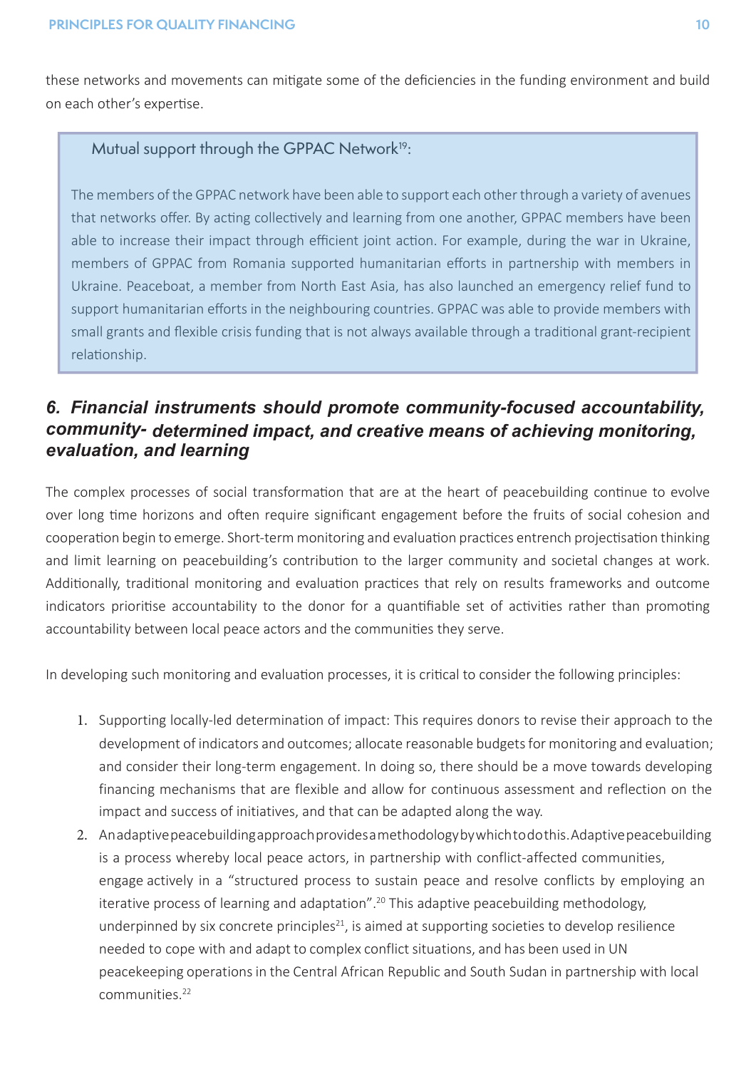these networks and movements can mitigate some of the deficiencies in the funding environment and build on each other's expertise.

> Mutual support through the GPPAC Network[19]:
>
> The members of the GPPAC network have been able to support each other through a variety of avenues that networks offer. By acting collectively and learning from one another, GPPAC members have been able to increase their impact through efficient joint action. For example, during the war in Ukraine, members of GPPAC from Romania supported humanitarian efforts in partnership with members in Ukraine. Peaceboat, a member from North East Asia, has also launched an emergency relief fund to support humanitarian efforts in the neighbouring countries. GPPAC was able to provide members with small grants and flexible crisis funding that is not always available through a traditional grant-recipient relationship.

## *6. Financial instruments should promote community-focused accountability, community- determined impact, and creative means of achieving monitoring, evaluation, and learning*

The complex processes of social transformation that are at the heart of peacebuilding continue to evolve over long time horizons and often require significant engagement before the fruits of social cohesion and cooperation begin to emerge. Short-term monitoring and evaluation practices entrench projectisation thinking and limit learning on peacebuilding's contribution to the larger community and societal changes at work. Additionally, traditional monitoring and evaluation practices that rely on results frameworks and outcome indicators prioritise accountability to the donor for a quantifiable set of activities rather than promoting accountability between local peace actors and the communities they serve.

In developing such monitoring and evaluation processes, it is critical to consider the following principles:

1. Supporting locally-led determination of impact: This requires donors to revise their approach to the development of indicators and outcomes; allocate reasonable budgets for monitoring and evaluation; and consider their long-term engagement. In doing so, there should be a move towards developing financing mechanisms that are flexible and allow for continuous assessment and reflection on the impact and success of initiatives, and that can be adapted along the way.
2. An adaptive peacebuilding approach provides a methodology by which to do this. Adaptive peacebuilding is a process whereby local peace actors, in partnership with conflict-affected communities, engage actively in a "structured process to sustain peace and resolve conflicts by employing an iterative process of learning and adaptation".[20] This adaptive peacebuilding methodology, underpinned by six concrete principles[21], is aimed at supporting societies to develop resilience needed to cope with and adapt to complex conflict situations, and has been used in UN peacekeeping operations in the Central African Republic and South Sudan in partnership with local communities.[22]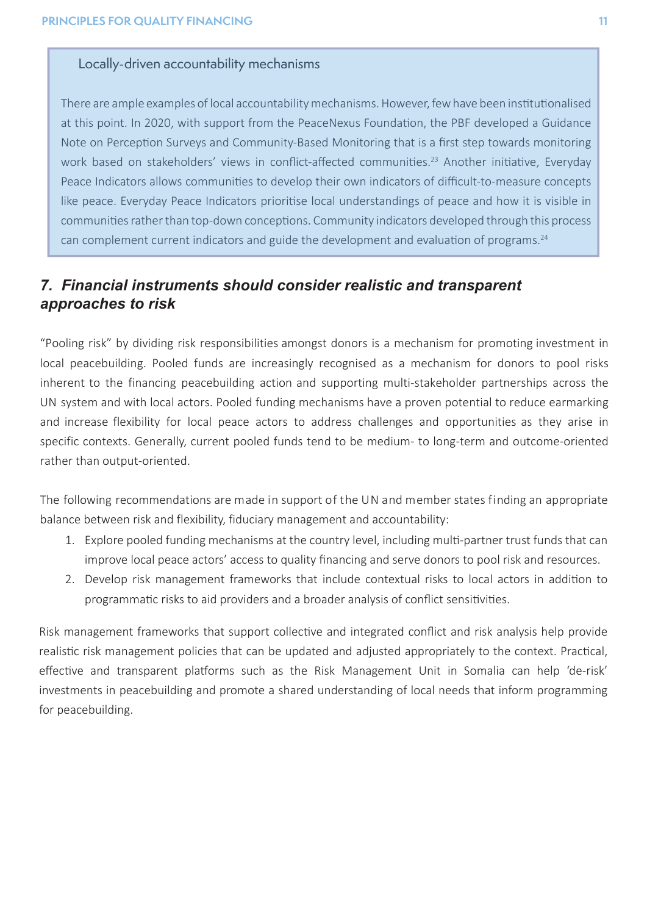### Locally-driven accountability mechanisms

There are ample examples of local accountability mechanisms. However, few have been institutionalised at this point. In 2020, with support from the PeaceNexus Foundation, the PBF developed a Guidance Note on Perception Surveys and Community-Based Monitoring that is a first step towards monitoring work based on stakeholders' views in conflict-affected communities.[23] Another initiative, Everyday Peace Indicators allows communities to develop their own indicators of difficult-to-measure concepts like peace. Everyday Peace Indicators prioritise local understandings of peace and how it is visible in communities rather than top-down conceptions. Community indicators developed through this process can complement current indicators and guide the development and evaluation of programs.[24]

## *7. Financial instruments should consider realistic and transparent approaches to risk*

"Pooling risk" by dividing risk responsibilities amongst donors is a mechanism for promoting investment in local peacebuilding. Pooled funds are increasingly recognised as a mechanism for donors to pool risks inherent to the financing peacebuilding action and supporting multi-stakeholder partnerships across the UN system and with local actors. Pooled funding mechanisms have a proven potential to reduce earmarking and increase flexibility for local peace actors to address challenges and opportunities as they arise in specific contexts. Generally, current pooled funds tend to be medium- to long-term and outcome-oriented rather than output-oriented.

The following recommendations are made in support of the UN and member states finding an appropriate balance between risk and flexibility, fiduciary management and accountability:

1. Explore pooled funding mechanisms at the country level, including multi-partner trust funds that can improve local peace actors' access to quality financing and serve donors to pool risk and resources.
2. Develop risk management frameworks that include contextual risks to local actors in addition to programmatic risks to aid providers and a broader analysis of conflict sensitivities.

Risk management frameworks that support collective and integrated conflict and risk analysis help provide realistic risk management policies that can be updated and adjusted appropriately to the context. Practical, effective and transparent platforms such as the Risk Management Unit in Somalia can help 'de-risk' investments in peacebuilding and promote a shared understanding of local needs that inform programming for peacebuilding.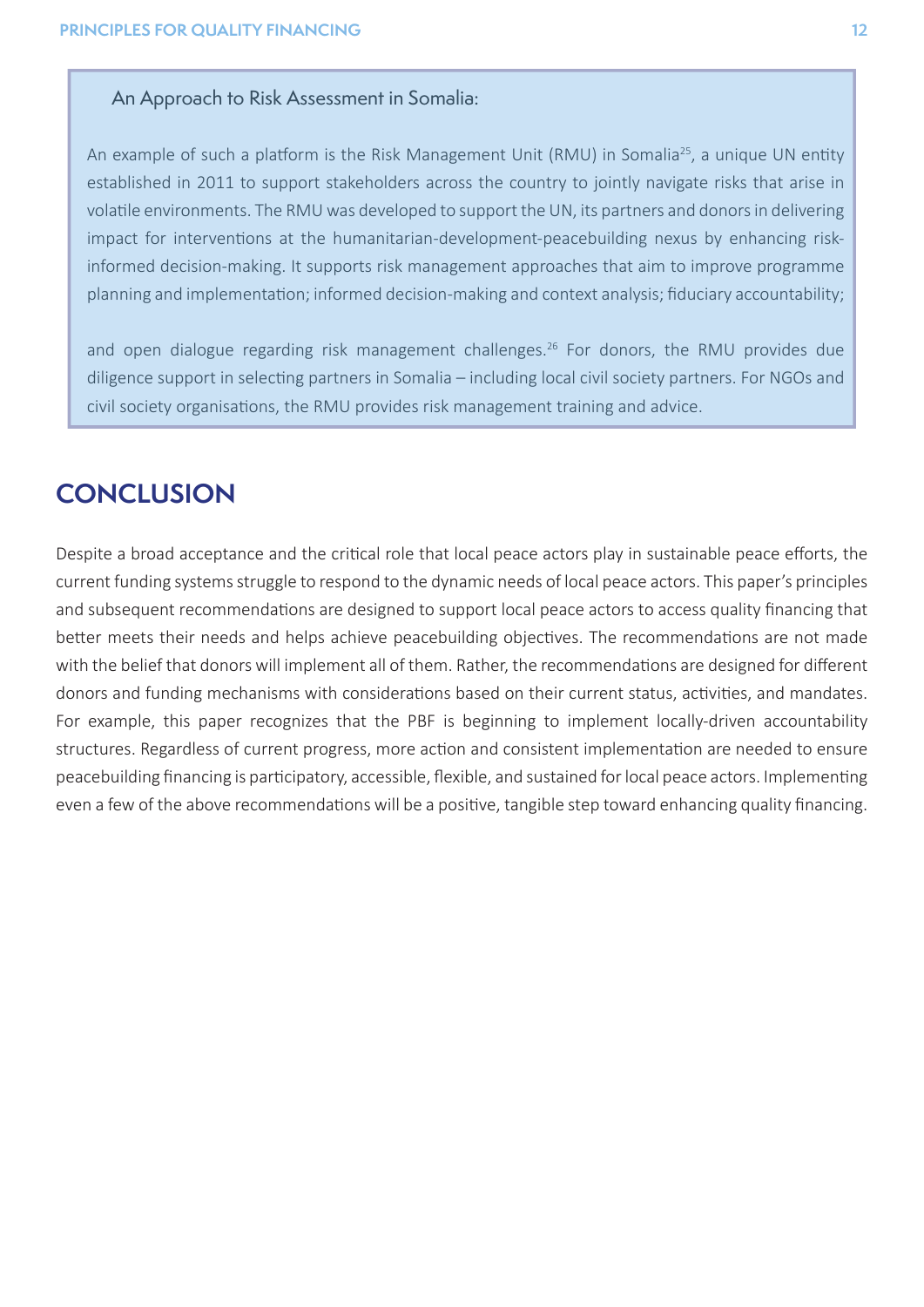### An Approach to Risk Assessment in Somalia:

An example of such a platform is the Risk Management Unit (RMU) in Somalia[25], a unique UN entity established in 2011 to support stakeholders across the country to jointly navigate risks that arise in volatile environments. The RMU was developed to support the UN, its partners and donors in delivering impact for interventions at the humanitarian-development-peacebuilding nexus by enhancing risk-informed decision-making. It supports risk management approaches that aim to improve programme planning and implementation; informed decision-making and context analysis; fiduciary accountability; and open dialogue regarding risk management challenges.[26] For donors, the RMU provides due diligence support in selecting partners in Somalia – including local civil society partners. For NGOs and civil society organisations, the RMU provides risk management training and advice.

## CONCLUSION

Despite a broad acceptance and the critical role that local peace actors play in sustainable peace efforts, the current funding systems struggle to respond to the dynamic needs of local peace actors. This paper's principles and subsequent recommendations are designed to support local peace actors to access quality financing that better meets their needs and helps achieve peacebuilding objectives. The recommendations are not made with the belief that donors will implement all of them. Rather, the recommendations are designed for different donors and funding mechanisms with considerations based on their current status, activities, and mandates. For example, this paper recognizes that the PBF is beginning to implement locally-driven accountability structures. Regardless of current progress, more action and consistent implementation are needed to ensure peacebuilding financing is participatory, accessible, flexible, and sustained for local peace actors. Implementing even a few of the above recommendations will be a positive, tangible step toward enhancing quality financing.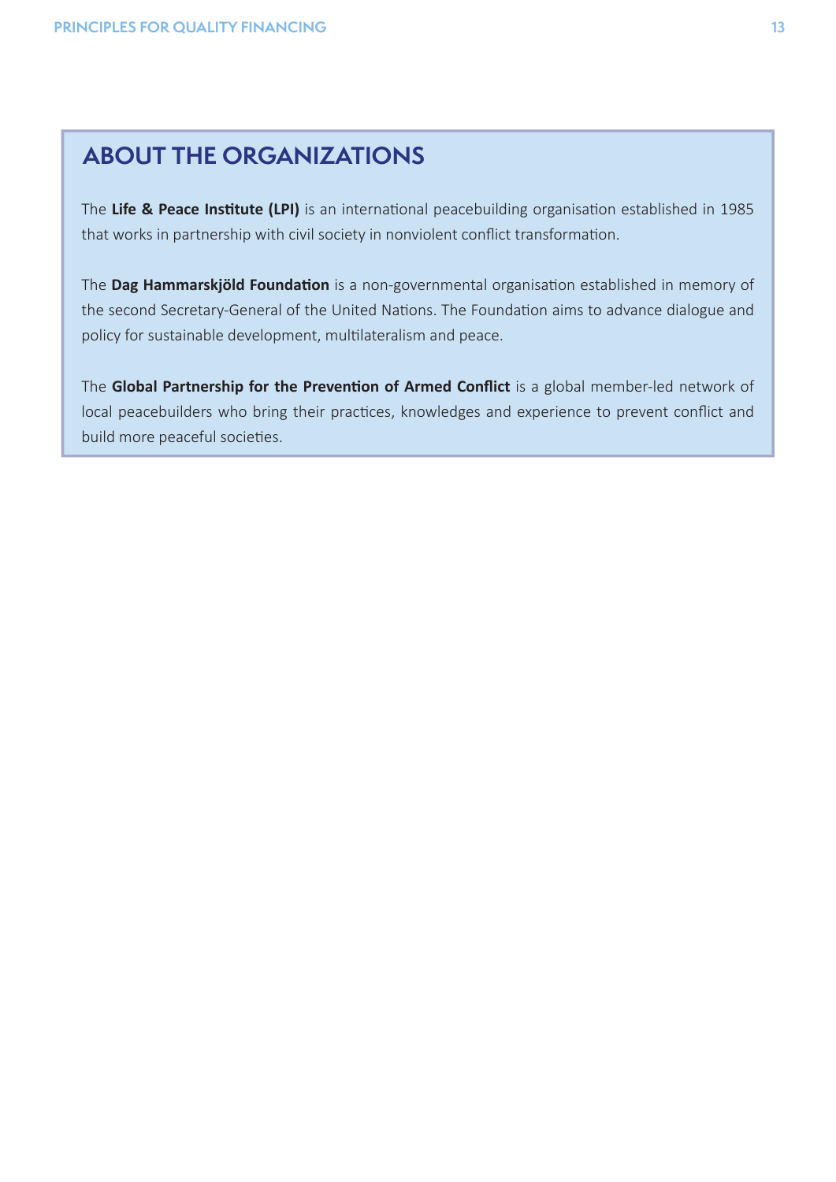## ABOUT THE ORGANIZATIONS

The **Life & Peace Institute (LPI)** is an international peacebuilding organisation established in 1985 that works in partnership with civil society in nonviolent conflict transformation.

The **Dag Hammarskjöld Foundation** is a non-governmental organisation established in memory of the second Secretary-General of the United Nations. The Foundation aims to advance dialogue and policy for sustainable development, multilateralism and peace.

The **Global Partnership for the Prevention of Armed Conflict** is a global member-led network of local peacebuilders who bring their practices, knowledges and experience to prevent conflict and build more peaceful societies.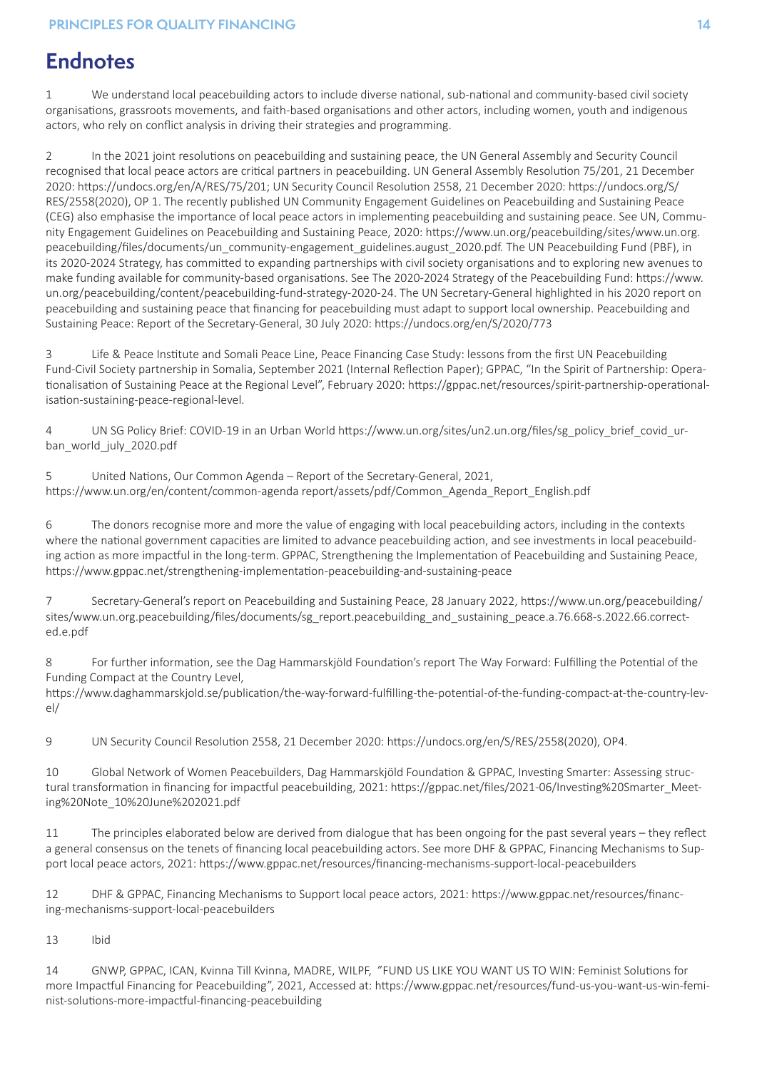# Endnotes

1 We understand local peacebuilding actors to include diverse national, sub-national and community-based civil society organisations, grassroots movements, and faith-based organisations and other actors, including women, youth and indigenous actors, who rely on conflict analysis in driving their strategies and programming.

2 In the 2021 joint resolutions on peacebuilding and sustaining peace, the UN General Assembly and Security Council recognised that local peace actors are critical partners in peacebuilding. UN General Assembly Resolution 75/201, 21 December 2020: https://undocs.org/en/A/RES/75/201; UN Security Council Resolution 2558, 21 December 2020: https://undocs.org/S/RES/2558(2020), OP 1. The recently published UN Community Engagement Guidelines on Peacebuilding and Sustaining Peace (CEG) also emphasise the importance of local peace actors in implementing peacebuilding and sustaining peace. See UN, Community Engagement Guidelines on Peacebuilding and Sustaining Peace, 2020: https://www.un.org/peacebuilding/sites/www.un.org.peacebuilding/files/documents/un_community-engagement_guidelines.august_2020.pdf. The UN Peacebuilding Fund (PBF), in its 2020-2024 Strategy, has committed to expanding partnerships with civil society organisations and to exploring new avenues to make funding available for community-based organisations. See The 2020-2024 Strategy of the Peacebuilding Fund: https://www.un.org/peacebuilding/content/peacebuilding-fund-strategy-2020-24. The UN Secretary-General highlighted in his 2020 report on peacebuilding and sustaining peace that financing for peacebuilding must adapt to support local ownership. Peacebuilding and Sustaining Peace: Report of the Secretary-General, 30 July 2020: https://undocs.org/en/S/2020/773

3 Life & Peace Institute and Somali Peace Line, Peace Financing Case Study: lessons from the first UN Peacebuilding Fund-Civil Society partnership in Somalia, September 2021 (Internal Reflection Paper); GPPAC, "In the Spirit of Partnership: Operationalisation of Sustaining Peace at the Regional Level", February 2020: https://gppac.net/resources/spirit-partnership-operationalisation-sustaining-peace-regional-level.

4 UN SG Policy Brief: COVID-19 in an Urban World https://www.un.org/sites/un2.un.org/files/sg_policy_brief_covid_urban_world_july_2020.pdf

5 United Nations, Our Common Agenda – Report of the Secretary-General, 2021, https://www.un.org/en/content/common-agenda report/assets/pdf/Common_Agenda_Report_English.pdf

6 The donors recognise more and more the value of engaging with local peacebuilding actors, including in the contexts where the national government capacities are limited to advance peacebuilding action, and see investments in local peacebuilding action as more impactful in the long-term. GPPAC, Strengthening the Implementation of Peacebuilding and Sustaining Peace, https://www.gppac.net/strengthening-implementation-peacebuilding-and-sustaining-peace

7 Secretary-General's report on Peacebuilding and Sustaining Peace, 28 January 2022, https://www.un.org/peacebuilding/sites/www.un.org.peacebuilding/files/documents/sg_report.peacebuilding_and_sustaining_peace.a.76.668-s.2022.66.corrected.e.pdf

8 For further information, see the Dag Hammarskjöld Foundation's report The Way Forward: Fulfilling the Potential of the Funding Compact at the Country Level, https://www.daghammarskjold.se/publication/the-way-forward-fulfilling-the-potential-of-the-funding-compact-at-the-country-level/

9 UN Security Council Resolution 2558, 21 December 2020: https://undocs.org/en/S/RES/2558(2020), OP4.

10 Global Network of Women Peacebuilders, Dag Hammarskjöld Foundation & GPPAC, Investing Smarter: Assessing structural transformation in financing for impactful peacebuilding, 2021: https://gppac.net/files/2021-06/Investing%20Smarter_Meeting%20Note_10%20June%202021.pdf

11 The principles elaborated below are derived from dialogue that has been ongoing for the past several years – they reflect a general consensus on the tenets of financing local peacebuilding actors. See more DHF & GPPAC, Financing Mechanisms to Support local peace actors, 2021: https://www.gppac.net/resources/financing-mechanisms-support-local-peacebuilders

12 DHF & GPPAC, Financing Mechanisms to Support local peace actors, 2021: https://www.gppac.net/resources/financing-mechanisms-support-local-peacebuilders

13 Ibid

14 GNWP, GPPAC, ICAN, Kvinna Till Kvinna, MADRE, WILPF, "FUND US LIKE YOU WANT US TO WIN: Feminist Solutions for more Impactful Financing for Peacebuilding", 2021, Accessed at: https://www.gppac.net/resources/fund-us-you-want-us-win-feminist-solutions-more-impactful-financing-peacebuilding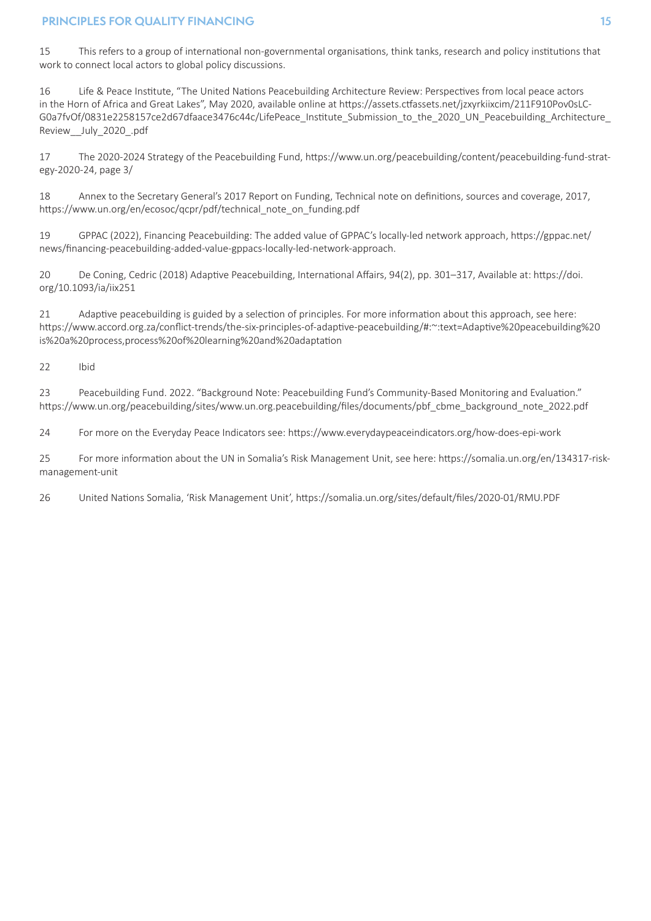15 This refers to a group of international non-governmental organisations, think tanks, research and policy institutions that work to connect local actors to global policy discussions.

16 Life & Peace Institute, "The United Nations Peacebuilding Architecture Review: Perspectives from local peace actors in the Horn of Africa and Great Lakes", May 2020, available online at https://assets.ctfassets.net/jzxyrkiixcim/211F910Pov0sLC-G0a7fvOf/0831e2258157ce2d67dfaace3476c44c/LifePeace_Institute_Submission_to_the_2020_UN_Peacebuilding_Architecture_Review__July_2020_.pdf

17 The 2020-2024 Strategy of the Peacebuilding Fund, https://www.un.org/peacebuilding/content/peacebuilding-fund-strategy-2020-24, page 3/

18 Annex to the Secretary General's 2017 Report on Funding, Technical note on definitions, sources and coverage, 2017, https://www.un.org/en/ecosoc/qcpr/pdf/technical_note_on_funding.pdf

19 GPPAC (2022), Financing Peacebuilding: The added value of GPPAC's locally-led network approach, https://gppac.net/news/financing-peacebuilding-added-value-gppacs-locally-led-network-approach.

20 De Coning, Cedric (2018) Adaptive Peacebuilding, International Affairs, 94(2), pp. 301–317, Available at: https://doi.org/10.1093/ia/iix251

21 Adaptive peacebuilding is guided by a selection of principles. For more information about this approach, see here: https://www.accord.org.za/conflict-trends/the-six-principles-of-adaptive-peacebuilding/#:~:text=Adaptive%20peacebuilding%20is%20a%20process,process%20of%20learning%20and%20adaptation

22 Ibid

23 Peacebuilding Fund. 2022. "Background Note: Peacebuilding Fund's Community-Based Monitoring and Evaluation." https://www.un.org/peacebuilding/sites/www.un.org.peacebuilding/files/documents/pbf_cbme_background_note_2022.pdf

24 For more on the Everyday Peace Indicators see: https://www.everydaypeaceindicators.org/how-does-epi-work

25 For more information about the UN in Somalia's Risk Management Unit, see here: https://somalia.un.org/en/134317-risk-management-unit

26 United Nations Somalia, 'Risk Management Unit', https://somalia.un.org/sites/default/files/2020-01/RMU.PDF